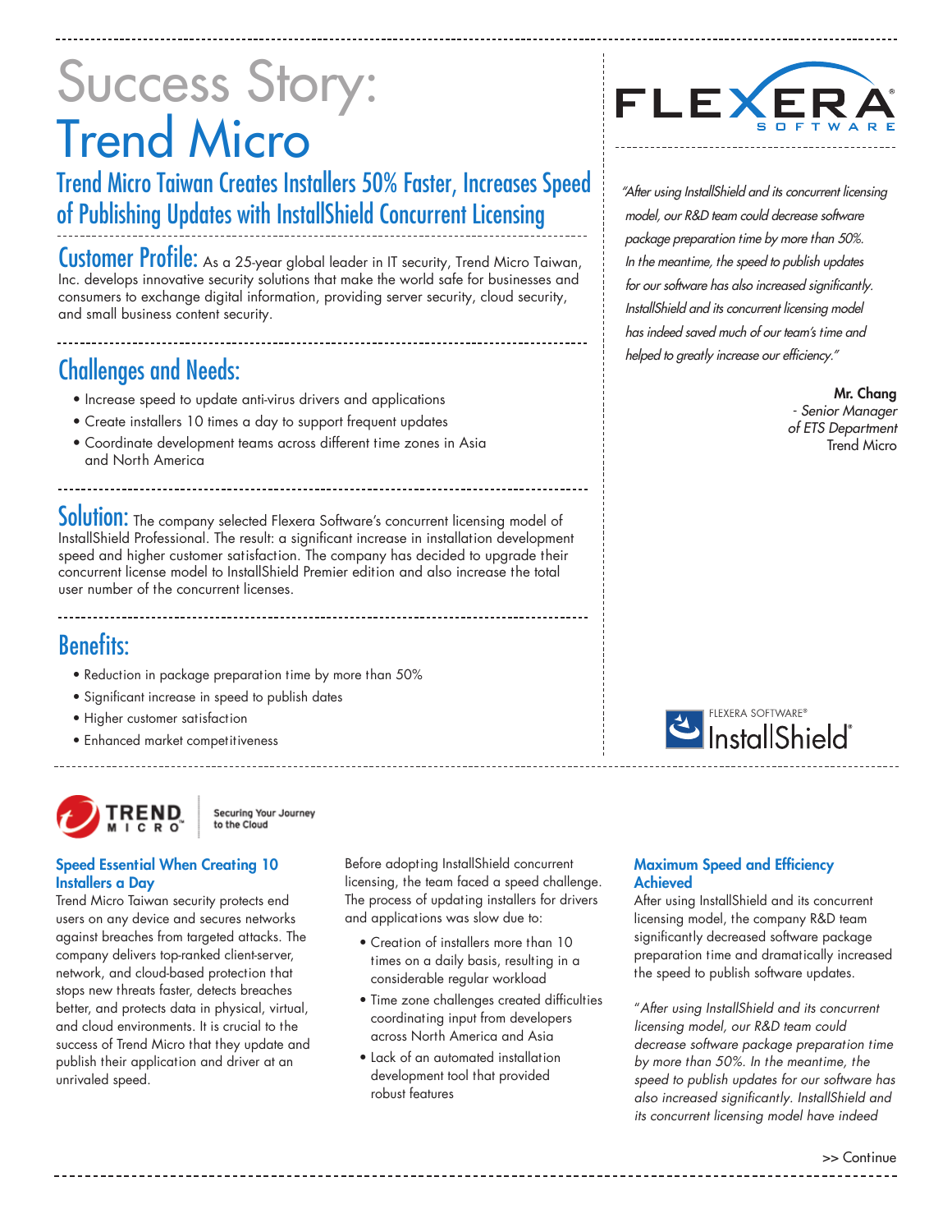# Success Story: Trend Micro

## Trend Micro Taiwan Creates Installers 50% Faster, Increases Speed of Publishing Updates with InstallShield Concurrent Licensing

**Customer Profile:** As a 25-year global leader in IT security, Trend Micro Taiwan, Inc. develops innovative security solutions that make the world safe for businesses and consumers to exchange digital information, providing server security, cloud security, and small business content security.

## Challenges and Needs:

- Increase speed to update anti-virus drivers and applications
- Create installers 10 times a day to support frequent updates
- Coordinate development teams across different time zones in Asia and North America

**Solution:** The company selected Flexera Software's concurrent licensing model of InstallShield Professional. The result: a significant increase in installation development speed and higher customer satisfaction. The company has decided to upgrade their concurrent license model to InstallShield Premier edition and also increase the total user number of the concurrent licenses.

## Benefits:

- Reduction in package preparation time by more than 50%
- Significant increase in speed to publish dates
- Higher customer satisfaction
- Enhanced market competitiveness

*"After using InstallShield and its concurrent licensing model, our R&D team could decrease software package preparation time by more than 50%. In the meantime, the speed to publish updates for our software has also increased significantly. InstallShield and its concurrent licensing model has indeed saved much of our team's time and helped to greatly increase our efficiency."*

**Mr. Chang**
*- Senior Manager of ETS Department*
Trend Micro

Securing Your Journey to the Cloud

### Speed Essential When Creating 10 Installers a Day

Trend Micro Taiwan security protects end users on any device and secures networks against breaches from targeted attacks. The company delivers top-ranked client-server, network, and cloud-based protection that stops new threats faster, detects breaches better, and protects data in physical, virtual, and cloud environments. It is crucial to the success of Trend Micro that they update and publish their application and driver at an unrivaled speed.

Before adopting InstallShield concurrent licensing, the team faced a speed challenge. The process of updating installers for drivers and applications was slow due to:

- Creation of installers more than 10 times on a daily basis, resulting in a considerable regular workload
- Time zone challenges created difficulties coordinating input from developers across North America and Asia
- Lack of an automated installation development tool that provided robust features

### Maximum Speed and Efficiency Achieved

After using InstallShield and its concurrent licensing model, the company R&D team significantly decreased software package preparation time and dramatically increased the speed to publish software updates.

*"After using InstallShield and its concurrent licensing model, our R&D team could decrease software package preparation time by more than 50%. In the meantime, the speed to publish updates for our software has also increased significantly. InstallShield and its concurrent licensing model have indeed*

>> Continue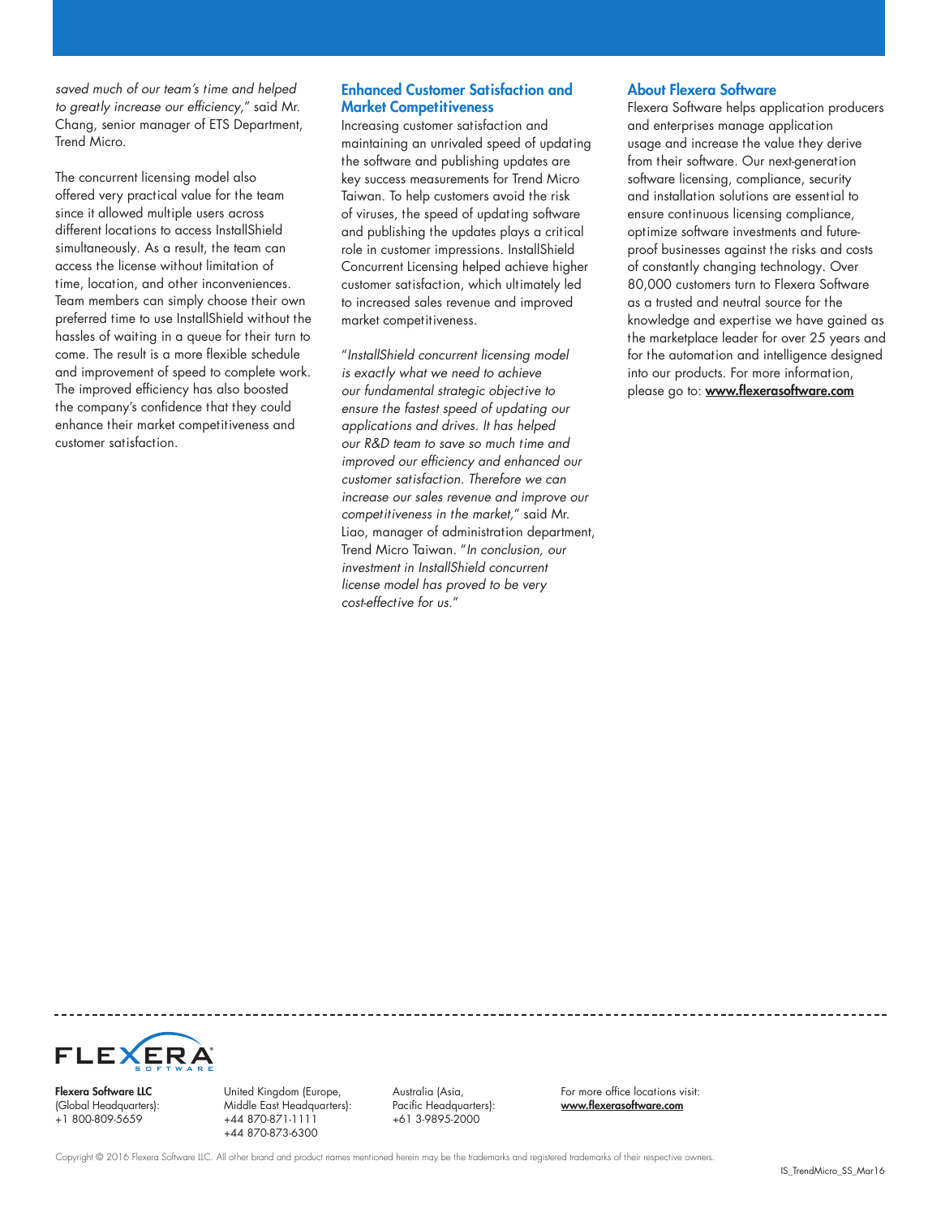*saved much of our team's time and helped to greatly increase our efficiency,"* said Mr. Chang, senior manager of ETS Department, Trend Micro.

The concurrent licensing model also offered very practical value for the team since it allowed multiple users across different locations to access InstallShield simultaneously. As a result, the team can access the license without limitation of time, location, and other inconveniences. Team members can simply choose their own preferred time to use InstallShield without the hassles of waiting in a queue for their turn to come. The result is a more flexible schedule and improvement of speed to complete work. The improved efficiency has also boosted the company's confidence that they could enhance their market competitiveness and customer satisfaction.

## Enhanced Customer Satisfaction and Market Competitiveness

Increasing customer satisfaction and maintaining an unrivaled speed of updating the software and publishing updates are key success measurements for Trend Micro Taiwan. To help customers avoid the risk of viruses, the speed of updating software and publishing the updates plays a critical role in customer impressions. InstallShield Concurrent Licensing helped achieve higher customer satisfaction, which ultimately led to increased sales revenue and improved market competitiveness.

"*InstallShield concurrent licensing model is exactly what we need to achieve our fundamental strategic objective to ensure the fastest speed of updating our applications and drives. It has helped our R&D team to save so much time and improved our efficiency and enhanced our customer satisfaction. Therefore we can increase our sales revenue and improve our competitiveness in the market,*" said Mr. Liao, manager of administration department, Trend Micro Taiwan. "*In conclusion, our investment in InstallShield concurrent license model has proved to be very cost-effective for us.*"

## About Flexera Software

Flexera Software helps application producers and enterprises manage application usage and increase the value they derive from their software. Our next-generation software licensing, compliance, security and installation solutions are essential to ensure continuous licensing compliance, optimize software investments and future-proof businesses against the risks and costs of constantly changing technology. Over 80,000 customers turn to Flexera Software as a trusted and neutral source for the knowledge and expertise we have gained as the marketplace leader for over 25 years and for the automation and intelligence designed into our products. For more information, please go to: **www.flexerasoftware.com**

FLEXERA SOFTWARE

**Flexera Software LLC** (Global Headquarters): +1 800-809-5659

United Kingdom (Europe, Middle East Headquarters): +44 870-871-1111 +44 870-873-6300

Australia (Asia, Pacific Headquarters): +61 3-9895-2000

For more office locations visit: **www.flexerasoftware.com**

Copyright © 2016 Flexera Software LLC. All other brand and product names mentioned herein may be the trademarks and registered trademarks of their respective owners.

IS_TrendMicro_SS_Mar16